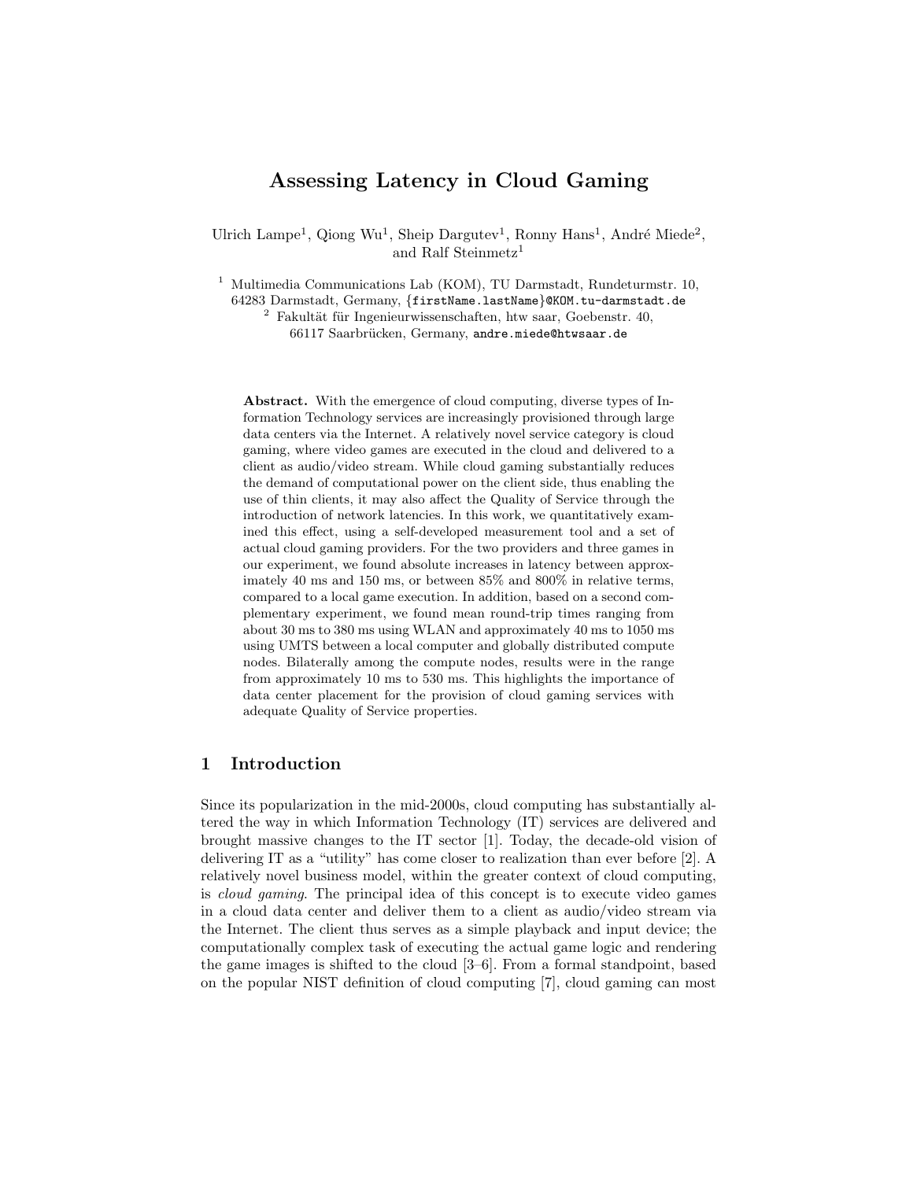# Assessing Latency in Cloud Gaming

Ulrich Lampe[1], Qiong Wu[1], Sheip Dargutev[1], Ronny Hans[1], André Miede[2], and Ralf Steinmetz[1]

[1] Multimedia Communications Lab (KOM), TU Darmstadt, Rundeturmstr. 10, 64283 Darmstadt, Germany, {firstName.lastName}@KOM.tu-darmstadt.de

[2] Fakultät für Ingenieurwissenschaften, htw saar, Goebenstr. 40, 66117 Saarbrücken, Germany, andre.miede@htwsaar.de

**Abstract.** With the emergence of cloud computing, diverse types of Information Technology services are increasingly provisioned through large data centers via the Internet. A relatively novel service category is cloud gaming, where video games are executed in the cloud and delivered to a client as audio/video stream. While cloud gaming substantially reduces the demand of computational power on the client side, thus enabling the use of thin clients, it may also affect the Quality of Service through the introduction of network latencies. In this work, we quantitatively examined this effect, using a self-developed measurement tool and a set of actual cloud gaming providers. For the two providers and three games in our experiment, we found absolute increases in latency between approximately 40 ms and 150 ms, or between 85% and 800% in relative terms, compared to a local game execution. In addition, based on a second complementary experiment, we found mean round-trip times ranging from about 30 ms to 380 ms using WLAN and approximately 40 ms to 1050 ms using UMTS between a local computer and globally distributed compute nodes. Bilaterally among the compute nodes, results were in the range from approximately 10 ms to 530 ms. This highlights the importance of data center placement for the provision of cloud gaming services with adequate Quality of Service properties.

## 1 Introduction

Since its popularization in the mid-2000s, cloud computing has substantially altered the way in which Information Technology (IT) services are delivered and brought massive changes to the IT sector [1]. Today, the decade-old vision of delivering IT as a "utility" has come closer to realization than ever before [2]. A relatively novel business model, within the greater context of cloud computing, is *cloud gaming*. The principal idea of this concept is to execute video games in a cloud data center and deliver them to a client as audio/video stream via the Internet. The client thus serves as a simple playback and input device; the computationally complex task of executing the actual game logic and rendering the game images is shifted to the cloud [3–6]. From a formal standpoint, based on the popular NIST definition of cloud computing [7], cloud gaming can most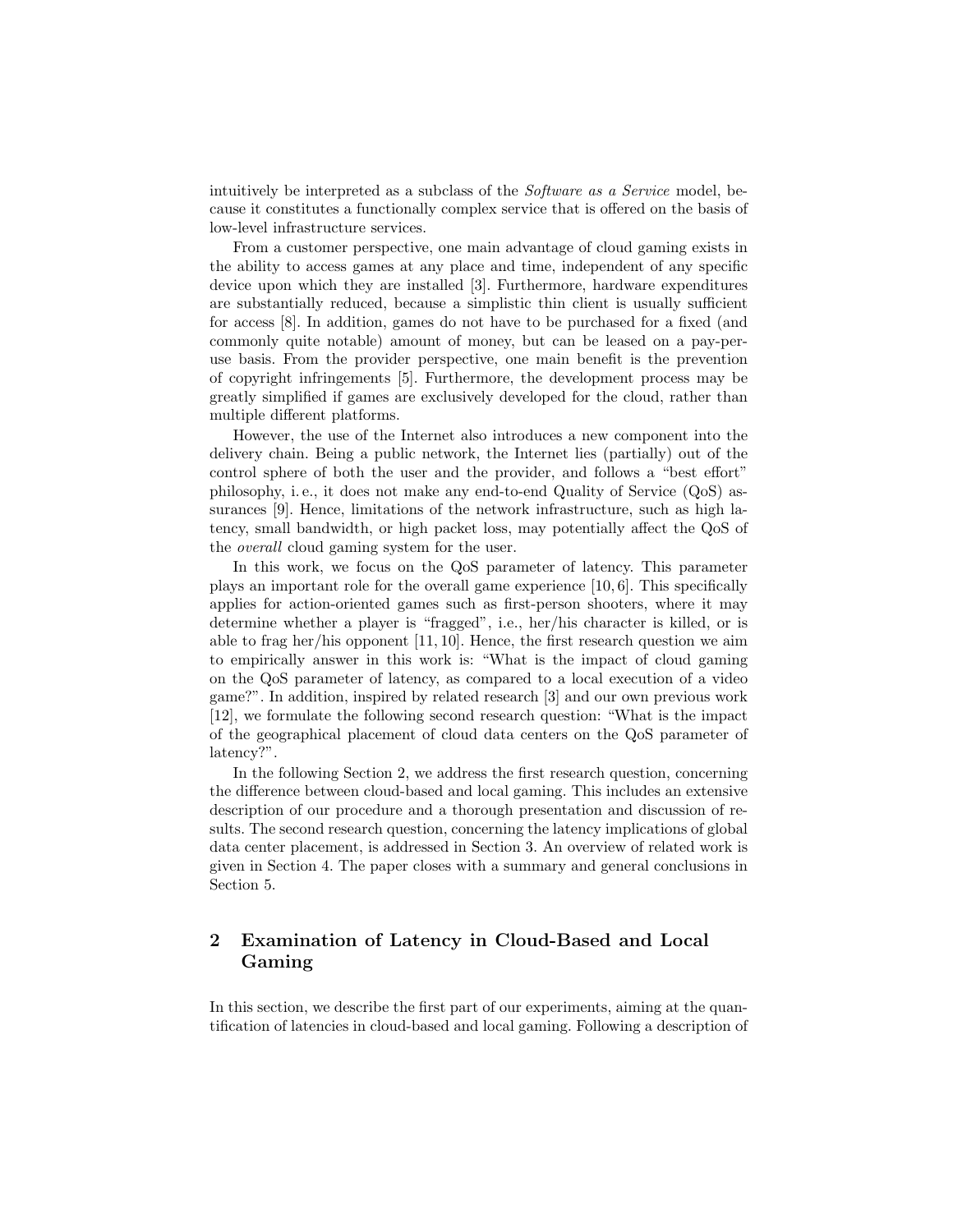intuitively be interpreted as a subclass of the *Software as a Service* model, because it constitutes a functionally complex service that is offered on the basis of low-level infrastructure services.

From a customer perspective, one main advantage of cloud gaming exists in the ability to access games at any place and time, independent of any specific device upon which they are installed [3]. Furthermore, hardware expenditures are substantially reduced, because a simplistic thin client is usually sufficient for access [8]. In addition, games do not have to be purchased for a fixed (and commonly quite notable) amount of money, but can be leased on a pay-per-use basis. From the provider perspective, one main benefit is the prevention of copyright infringements [5]. Furthermore, the development process may be greatly simplified if games are exclusively developed for the cloud, rather than multiple different platforms.

However, the use of the Internet also introduces a new component into the delivery chain. Being a public network, the Internet lies (partially) out of the control sphere of both the user and the provider, and follows a "best effort" philosophy, i. e., it does not make any end-to-end Quality of Service (QoS) assurances [9]. Hence, limitations of the network infrastructure, such as high latency, small bandwidth, or high packet loss, may potentially affect the QoS of the *overall* cloud gaming system for the user.

In this work, we focus on the QoS parameter of latency. This parameter plays an important role for the overall game experience [10, 6]. This specifically applies for action-oriented games such as first-person shooters, where it may determine whether a player is "fragged", i.e., her/his character is killed, or is able to frag her/his opponent [11, 10]. Hence, the first research question we aim to empirically answer in this work is: "What is the impact of cloud gaming on the QoS parameter of latency, as compared to a local execution of a video game?". In addition, inspired by related research [3] and our own previous work [12], we formulate the following second research question: "What is the impact of the geographical placement of cloud data centers on the QoS parameter of latency?".

In the following Section 2, we address the first research question, concerning the difference between cloud-based and local gaming. This includes an extensive description of our procedure and a thorough presentation and discussion of results. The second research question, concerning the latency implications of global data center placement, is addressed in Section 3. An overview of related work is given in Section 4. The paper closes with a summary and general conclusions in Section 5.

## 2 Examination of Latency in Cloud-Based and Local Gaming

In this section, we describe the first part of our experiments, aiming at the quantification of latencies in cloud-based and local gaming. Following a description of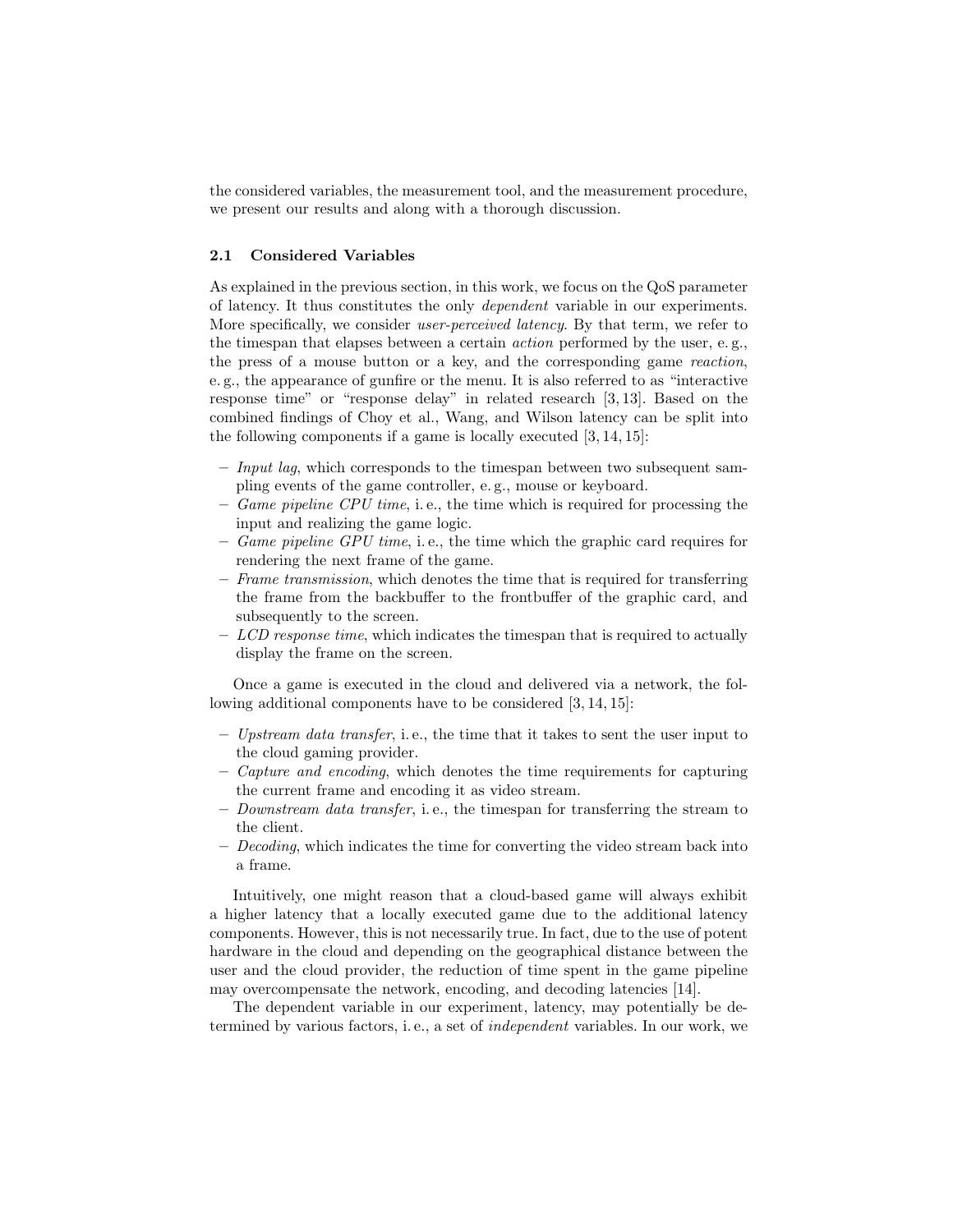the considered variables, the measurement tool, and the measurement procedure, we present our results and along with a thorough discussion.

### 2.1 Considered Variables

As explained in the previous section, in this work, we focus on the QoS parameter of latency. It thus constitutes the only *dependent* variable in our experiments. More specifically, we consider *user-perceived latency*. By that term, we refer to the timespan that elapses between a certain *action* performed by the user, e. g., the press of a mouse button or a key, and the corresponding game *reaction*, e. g., the appearance of gunfire or the menu. It is also referred to as "interactive response time" or "response delay" in related research [3, 13]. Based on the combined findings of Choy et al., Wang, and Wilson latency can be split into the following components if a game is locally executed [3, 14, 15]:

- *Input lag*, which corresponds to the timespan between two subsequent sampling events of the game controller, e. g., mouse or keyboard.
- *Game pipeline CPU time*, i. e., the time which is required for processing the input and realizing the game logic.
- *Game pipeline GPU time*, i. e., the time which the graphic card requires for rendering the next frame of the game.
- *Frame transmission*, which denotes the time that is required for transferring the frame from the backbuffer to the frontbuffer of the graphic card, and subsequently to the screen.
- *LCD response time*, which indicates the timespan that is required to actually display the frame on the screen.

Once a game is executed in the cloud and delivered via a network, the following additional components have to be considered [3, 14, 15]:

- *Upstream data transfer*, i. e., the time that it takes to sent the user input to the cloud gaming provider.
- *Capture and encoding*, which denotes the time requirements for capturing the current frame and encoding it as video stream.
- *Downstream data transfer*, i. e., the timespan for transferring the stream to the client.
- *Decoding*, which indicates the time for converting the video stream back into a frame.

Intuitively, one might reason that a cloud-based game will always exhibit a higher latency that a locally executed game due to the additional latency components. However, this is not necessarily true. In fact, due to the use of potent hardware in the cloud and depending on the geographical distance between the user and the cloud provider, the reduction of time spent in the game pipeline may overcompensate the network, encoding, and decoding latencies [14].

The dependent variable in our experiment, latency, may potentially be determined by various factors, i. e., a set of *independent* variables. In our work, we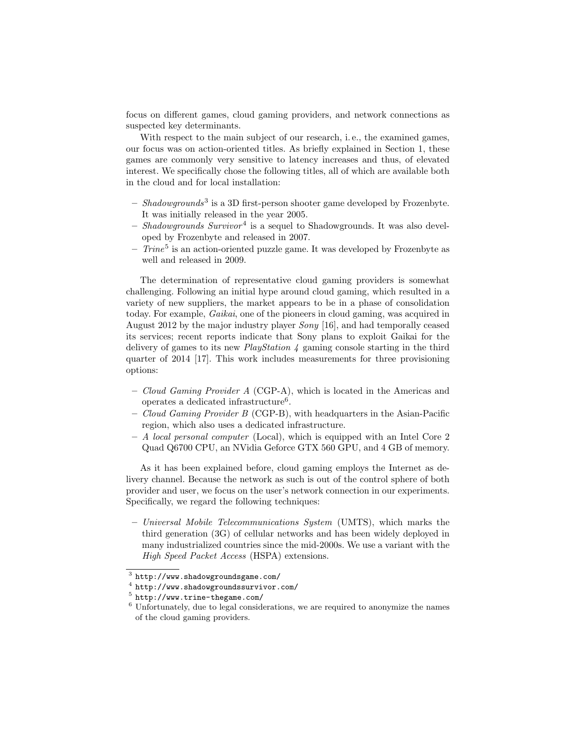focus on different games, cloud gaming providers, and network connections as suspected key determinants.

With respect to the main subject of our research, i. e., the examined games, our focus was on action-oriented titles. As briefly explained in Section 1, these games are commonly very sensitive to latency increases and thus, of elevated interest. We specifically chose the following titles, all of which are available both in the cloud and for local installation:

- *Shadowgrounds*[3] is a 3D first-person shooter game developed by Frozenbyte. It was initially released in the year 2005.
- *Shadowgrounds Survivor*[4] is a sequel to Shadowgrounds. It was also developed by Frozenbyte and released in 2007.
- *Trine*[5] is an action-oriented puzzle game. It was developed by Frozenbyte as well and released in 2009.

The determination of representative cloud gaming providers is somewhat challenging. Following an initial hype around cloud gaming, which resulted in a variety of new suppliers, the market appears to be in a phase of consolidation today. For example, *Gaikai*, one of the pioneers in cloud gaming, was acquired in August 2012 by the major industry player *Sony* [16], and had temporally ceased its services; recent reports indicate that Sony plans to exploit Gaikai for the delivery of games to its new *PlayStation 4* gaming console starting in the third quarter of 2014 [17]. This work includes measurements for three provisioning options:

- *Cloud Gaming Provider A* (CGP-A), which is located in the Americas and operates a dedicated infrastructure[6].
- *Cloud Gaming Provider B* (CGP-B), with headquarters in the Asian-Pacific region, which also uses a dedicated infrastructure.
- *A local personal computer* (Local), which is equipped with an Intel Core 2 Quad Q6700 CPU, an NVidia Geforce GTX 560 GPU, and 4 GB of memory.

As it has been explained before, cloud gaming employs the Internet as delivery channel. Because the network as such is out of the control sphere of both provider and user, we focus on the user's network connection in our experiments. Specifically, we regard the following techniques:

- *Universal Mobile Telecommunications System* (UMTS), which marks the third generation (3G) of cellular networks and has been widely deployed in many industrialized countries since the mid-2000s. We use a variant with the *High Speed Packet Access* (HSPA) extensions.

---

[3] `http://www.shadowgroundsgame.com/`

[4] `http://www.shadowgroundssurvivor.com/`

[5] `http://www.trine-thegame.com/`

[6] Unfortunately, due to legal considerations, we are required to anonymize the names of the cloud gaming providers.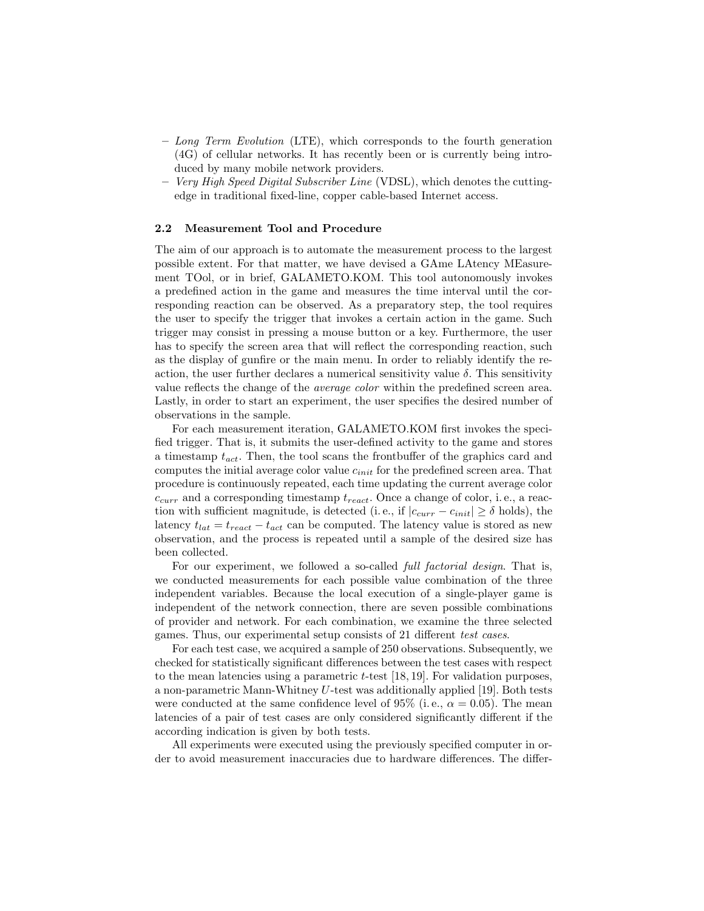- *Long Term Evolution* (LTE), which corresponds to the fourth generation (4G) of cellular networks. It has recently been or is currently being introduced by many mobile network providers.
- *Very High Speed Digital Subscriber Line* (VDSL), which denotes the cutting-edge in traditional fixed-line, copper cable-based Internet access.

### 2.2 Measurement Tool and Procedure

The aim of our approach is to automate the measurement process to the largest possible extent. For that matter, we have devised a GAme LAtency MEasurement TOol, or in brief, GALAMETO.KOM. This tool autonomously invokes a predefined action in the game and measures the time interval until the corresponding reaction can be observed. As a preparatory step, the tool requires the user to specify the trigger that invokes a certain action in the game. Such trigger may consist in pressing a mouse button or a key. Furthermore, the user has to specify the screen area that will reflect the corresponding reaction, such as the display of gunfire or the main menu. In order to reliably identify the reaction, the user further declares a numerical sensitivity value $\delta$. This sensitivity value reflects the change of the *average color* within the predefined screen area. Lastly, in order to start an experiment, the user specifies the desired number of observations in the sample.

For each measurement iteration, GALAMETO.KOM first invokes the specified trigger. That is, it submits the user-defined activity to the game and stores a timestamp $t_{act}$. Then, the tool scans the frontbuffer of the graphics card and computes the initial average color value $c_{init}$ for the predefined screen area. That procedure is continuously repeated, each time updating the current average color $c_{curr}$ and a corresponding timestamp $t_{react}$. Once a change of color, i. e., a reaction with sufficient magnitude, is detected (i. e., if $|c_{curr} - c_{init}| \geq \delta$ holds), the latency $t_{lat} = t_{react} - t_{act}$ can be computed. The latency value is stored as new observation, and the process is repeated until a sample of the desired size has been collected.

For our experiment, we followed a so-called *full factorial design*. That is, we conducted measurements for each possible value combination of the three independent variables. Because the local execution of a single-player game is independent of the network connection, there are seven possible combinations of provider and network. For each combination, we examine the three selected games. Thus, our experimental setup consists of 21 different *test cases*.

For each test case, we acquired a sample of 250 observations. Subsequently, we checked for statistically significant differences between the test cases with respect to the mean latencies using a parametric $t$-test [18, 19]. For validation purposes, a non-parametric Mann-Whitney $U$-test was additionally applied [19]. Both tests were conducted at the same confidence level of 95% (i. e., $\alpha = 0.05$). The mean latencies of a pair of test cases are only considered significantly different if the according indication is given by both tests.

All experiments were executed using the previously specified computer in order to avoid measurement inaccuracies due to hardware differences. The differ-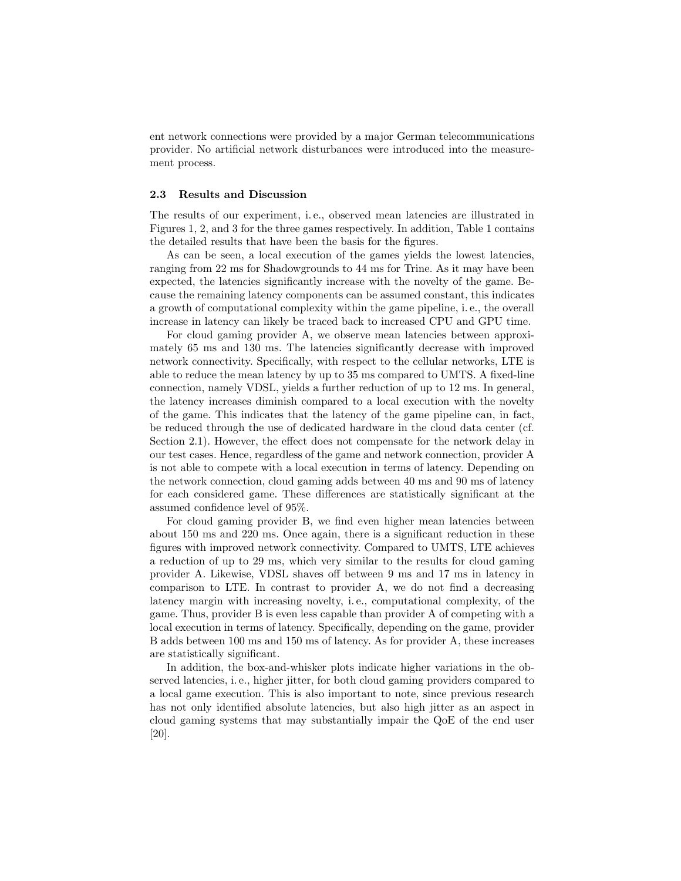ent network connections were provided by a major German telecommunications provider. No artificial network disturbances were introduced into the measurement process.

### 2.3 Results and Discussion

The results of our experiment, i. e., observed mean latencies are illustrated in Figures 1, 2, and 3 for the three games respectively. In addition, Table 1 contains the detailed results that have been the basis for the figures.

As can be seen, a local execution of the games yields the lowest latencies, ranging from 22 ms for Shadowgrounds to 44 ms for Trine. As it may have been expected, the latencies significantly increase with the novelty of the game. Because the remaining latency components can be assumed constant, this indicates a growth of computational complexity within the game pipeline, i. e., the overall increase in latency can likely be traced back to increased CPU and GPU time.

For cloud gaming provider A, we observe mean latencies between approximately 65 ms and 130 ms. The latencies significantly decrease with improved network connectivity. Specifically, with respect to the cellular networks, LTE is able to reduce the mean latency by up to 35 ms compared to UMTS. A fixed-line connection, namely VDSL, yields a further reduction of up to 12 ms. In general, the latency increases diminish compared to a local execution with the novelty of the game. This indicates that the latency of the game pipeline can, in fact, be reduced through the use of dedicated hardware in the cloud data center (cf. Section 2.1). However, the effect does not compensate for the network delay in our test cases. Hence, regardless of the game and network connection, provider A is not able to compete with a local execution in terms of latency. Depending on the network connection, cloud gaming adds between 40 ms and 90 ms of latency for each considered game. These differences are statistically significant at the assumed confidence level of 95%.

For cloud gaming provider B, we find even higher mean latencies between about 150 ms and 220 ms. Once again, there is a significant reduction in these figures with improved network connectivity. Compared to UMTS, LTE achieves a reduction of up to 29 ms, which very similar to the results for cloud gaming provider A. Likewise, VDSL shaves off between 9 ms and 17 ms in latency in comparison to LTE. In contrast to provider A, we do not find a decreasing latency margin with increasing novelty, i. e., computational complexity, of the game. Thus, provider B is even less capable than provider A of competing with a local execution in terms of latency. Specifically, depending on the game, provider B adds between 100 ms and 150 ms of latency. As for provider A, these increases are statistically significant.

In addition, the box-and-whisker plots indicate higher variations in the observed latencies, i. e., higher jitter, for both cloud gaming providers compared to a local game execution. This is also important to note, since previous research has not only identified absolute latencies, but also high jitter as an aspect in cloud gaming systems that may substantially impair the QoE of the end user [20].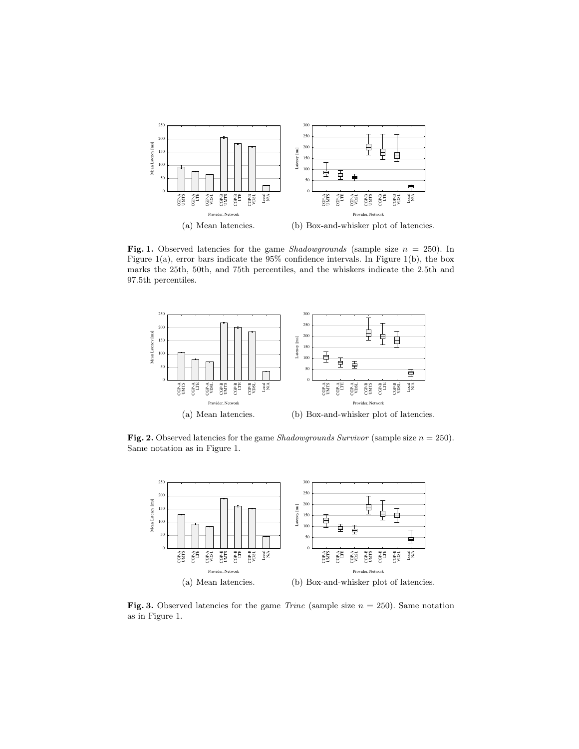(a) Mean latencies.

(b) Box-and-whisker plot of latencies.

**Fig. 1.** Observed latencies for the game *Shadowgrounds* (sample size $n = 250$). In Figure 1(a), error bars indicate the 95% confidence intervals. In Figure 1(b), the box marks the 25th, 50th, and 75th percentiles, and the whiskers indicate the 2.5th and 97.5th percentiles.

(a) Mean latencies.

(b) Box-and-whisker plot of latencies.

**Fig. 2.** Observed latencies for the game *Shadowgrounds Survivor* (sample size $n = 250$). Same notation as in Figure 1.

(a) Mean latencies.

(b) Box-and-whisker plot of latencies.

**Fig. 3.** Observed latencies for the game *Trine* (sample size $n = 250$). Same notation as in Figure 1.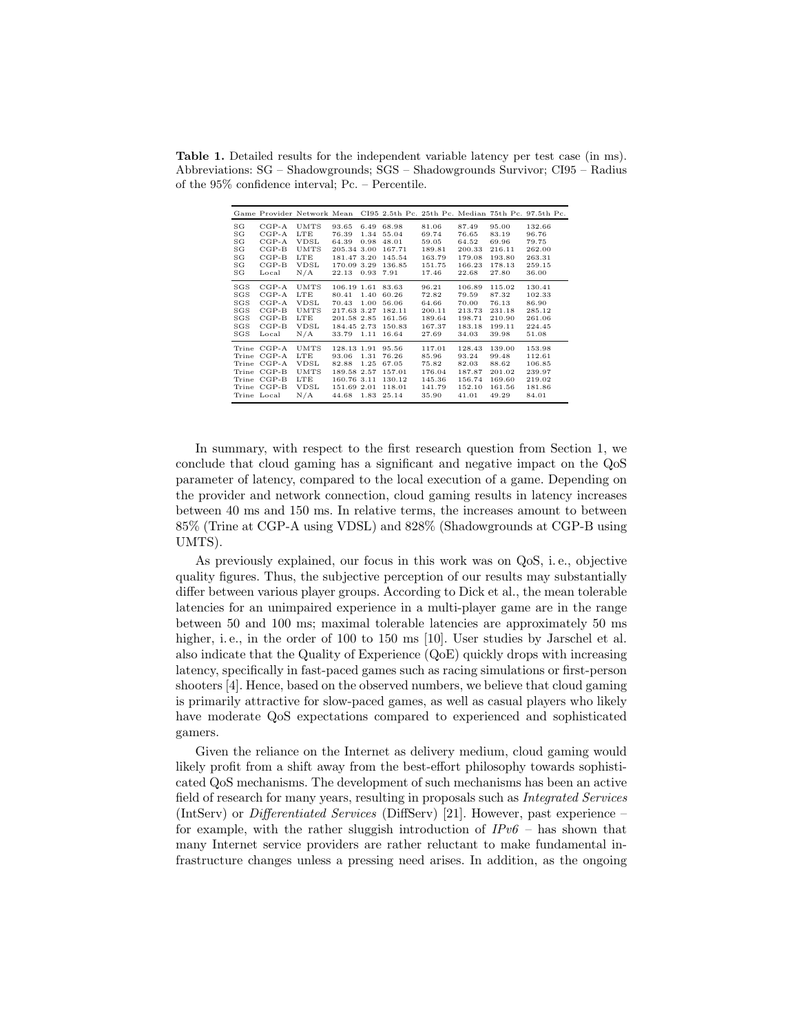**Table 1.** Detailed results for the independent variable latency per test case (in ms). Abbreviations: SG – Shadowgrounds; SGS – Shadowgrounds Survivor; CI95 – Radius of the 95% confidence interval; Pc. – Percentile.

| Game | Provider | Network | Mean | CI95 | 2.5th Pc. | 25th Pc. | Median | 75th Pc. | 97.5th Pc. |
|---|---|---|---|---|---|---|---|---|---|
| SG | CGP-A | UMTS | 93.65 | 6.49 | 68.98 | 81.06 | 87.49 | 95.00 | 132.66 |
| SG | CGP-A | LTE | 76.39 | 1.34 | 55.04 | 69.74 | 76.65 | 83.19 | 96.76 |
| SG | CGP-A | VDSL | 64.39 | 0.98 | 48.01 | 59.05 | 64.52 | 69.96 | 79.75 |
| SG | CGP-B | UMTS | 205.34 | 3.00 | 167.71 | 189.81 | 200.33 | 216.11 | 262.00 |
| SG | CGP-B | LTE | 181.47 | 3.20 | 145.54 | 163.79 | 179.08 | 193.80 | 263.31 |
| SG | CGP-B | VDSL | 170.09 | 3.29 | 136.85 | 151.75 | 166.23 | 178.13 | 259.15 |
| SG | Local | N/A | 22.13 | 0.93 | 7.91 | 17.46 | 22.68 | 27.80 | 36.00 |
| SGS | CGP-A | UMTS | 106.19 | 1.61 | 83.63 | 96.21 | 106.89 | 115.02 | 130.41 |
| SGS | CGP-A | LTE | 80.41 | 1.40 | 60.26 | 72.82 | 79.59 | 87.32 | 102.33 |
| SGS | CGP-A | VDSL | 70.43 | 1.00 | 56.06 | 64.66 | 70.00 | 76.13 | 86.90 |
| SGS | CGP-B | UMTS | 217.63 | 3.27 | 182.11 | 200.11 | 213.73 | 231.18 | 285.12 |
| SGS | CGP-B | LTE | 201.58 | 2.85 | 161.56 | 189.64 | 198.71 | 210.90 | 261.06 |
| SGS | CGP-B | VDSL | 184.45 | 2.73 | 150.83 | 167.37 | 183.18 | 199.11 | 224.45 |
| SGS | Local | N/A | 33.79 | 1.11 | 16.64 | 27.69 | 34.03 | 39.98 | 51.08 |
| Trine | CGP-A | UMTS | 128.13 | 1.91 | 95.56 | 117.01 | 128.43 | 139.00 | 153.98 |
| Trine | CGP-A | LTE | 93.06 | 1.31 | 76.26 | 85.96 | 93.24 | 99.48 | 112.61 |
| Trine | CGP-A | VDSL | 82.88 | 1.25 | 67.05 | 75.82 | 82.03 | 88.62 | 106.85 |
| Trine | CGP-B | UMTS | 189.58 | 2.57 | 157.01 | 176.04 | 187.87 | 201.02 | 239.97 |
| Trine | CGP-B | LTE | 160.76 | 3.11 | 130.12 | 145.36 | 156.74 | 169.60 | 219.02 |
| Trine | CGP-B | VDSL | 151.69 | 2.01 | 118.01 | 141.79 | 152.10 | 161.56 | 181.86 |
| Trine | Local | N/A | 44.68 | 1.83 | 25.14 | 35.90 | 41.01 | 49.29 | 84.01 |

In summary, with respect to the first research question from Section 1, we conclude that cloud gaming has a significant and negative impact on the QoS parameter of latency, compared to the local execution of a game. Depending on the provider and network connection, cloud gaming results in latency increases between 40 ms and 150 ms. In relative terms, the increases amount to between 85% (Trine at CGP-A using VDSL) and 828% (Shadowgrounds at CGP-B using UMTS).

As previously explained, our focus in this work was on QoS, i. e., objective quality figures. Thus, the subjective perception of our results may substantially differ between various player groups. According to Dick et al., the mean tolerable latencies for an unimpaired experience in a multi-player game are in the range between 50 and 100 ms; maximal tolerable latencies are approximately 50 ms higher, i. e., in the order of 100 to 150 ms [10]. User studies by Jarschel et al. also indicate that the Quality of Experience (QoE) quickly drops with increasing latency, specifically in fast-paced games such as racing simulations or first-person shooters [4]. Hence, based on the observed numbers, we believe that cloud gaming is primarily attractive for slow-paced games, as well as casual players who likely have moderate QoS expectations compared to experienced and sophisticated gamers.

Given the reliance on the Internet as delivery medium, cloud gaming would likely profit from a shift away from the best-effort philosophy towards sophisticated QoS mechanisms. The development of such mechanisms has been an active field of research for many years, resulting in proposals such as *Integrated Services* (IntServ) or *Differentiated Services* (DiffServ) [21]. However, past experience – for example, with the rather sluggish introduction of *IPv6* – has shown that many Internet service providers are rather reluctant to make fundamental infrastructure changes unless a pressing need arises. In addition, as the ongoing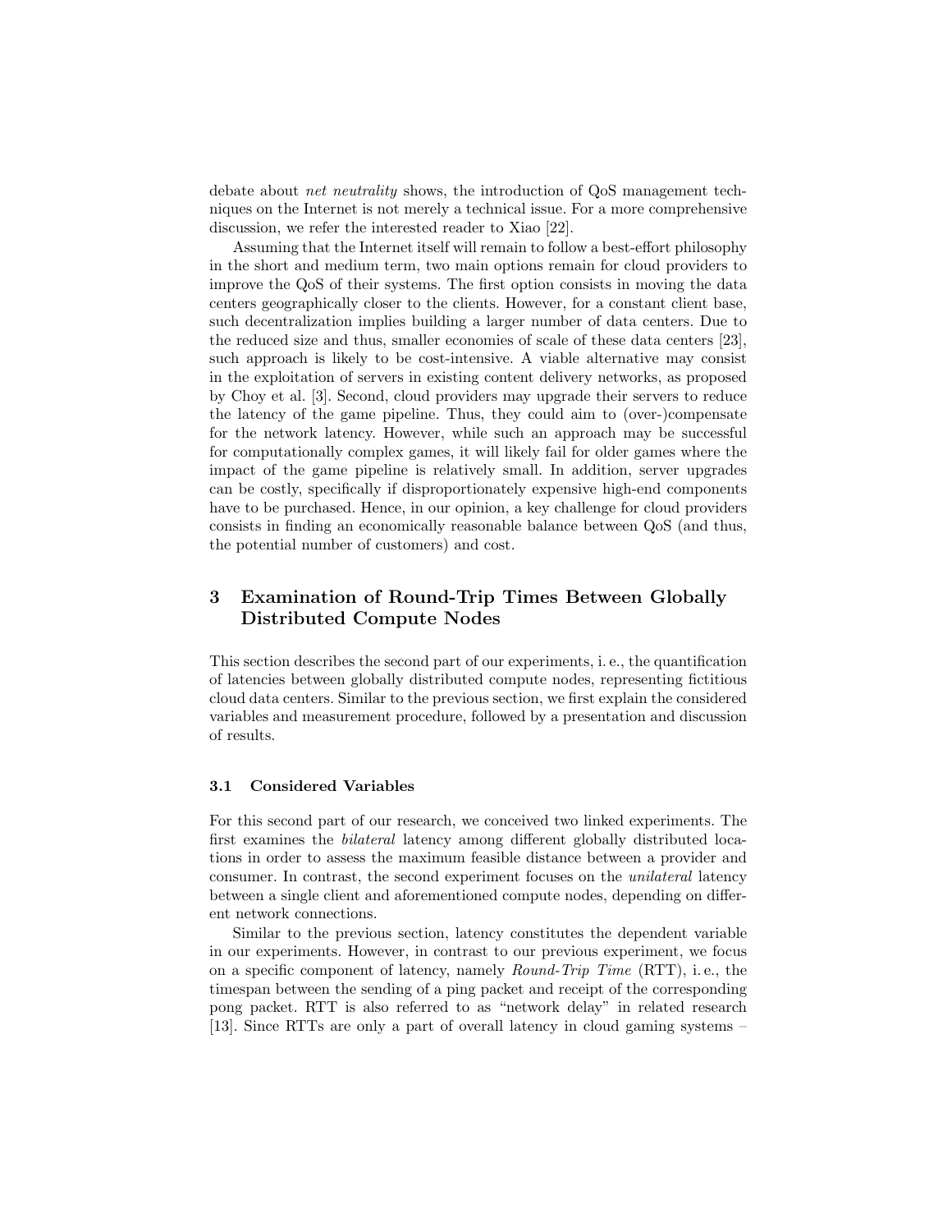debate about *net neutrality* shows, the introduction of QoS management techniques on the Internet is not merely a technical issue. For a more comprehensive discussion, we refer the interested reader to Xiao [22].

Assuming that the Internet itself will remain to follow a best-effort philosophy in the short and medium term, two main options remain for cloud providers to improve the QoS of their systems. The first option consists in moving the data centers geographically closer to the clients. However, for a constant client base, such decentralization implies building a larger number of data centers. Due to the reduced size and thus, smaller economies of scale of these data centers [23], such approach is likely to be cost-intensive. A viable alternative may consist in the exploitation of servers in existing content delivery networks, as proposed by Choy et al. [3]. Second, cloud providers may upgrade their servers to reduce the latency of the game pipeline. Thus, they could aim to (over-)compensate for the network latency. However, while such an approach may be successful for computationally complex games, it will likely fail for older games where the impact of the game pipeline is relatively small. In addition, server upgrades can be costly, specifically if disproportionately expensive high-end components have to be purchased. Hence, in our opinion, a key challenge for cloud providers consists in finding an economically reasonable balance between QoS (and thus, the potential number of customers) and cost.

## 3 Examination of Round-Trip Times Between Globally Distributed Compute Nodes

This section describes the second part of our experiments, i. e., the quantification of latencies between globally distributed compute nodes, representing fictitious cloud data centers. Similar to the previous section, we first explain the considered variables and measurement procedure, followed by a presentation and discussion of results.

### 3.1 Considered Variables

For this second part of our research, we conceived two linked experiments. The first examines the *bilateral* latency among different globally distributed locations in order to assess the maximum feasible distance between a provider and consumer. In contrast, the second experiment focuses on the *unilateral* latency between a single client and aforementioned compute nodes, depending on different network connections.

Similar to the previous section, latency constitutes the dependent variable in our experiments. However, in contrast to our previous experiment, we focus on a specific component of latency, namely *Round-Trip Time* (RTT), i. e., the timespan between the sending of a ping packet and receipt of the corresponding pong packet. RTT is also referred to as "network delay" in related research [13]. Since RTTs are only a part of overall latency in cloud gaming systems –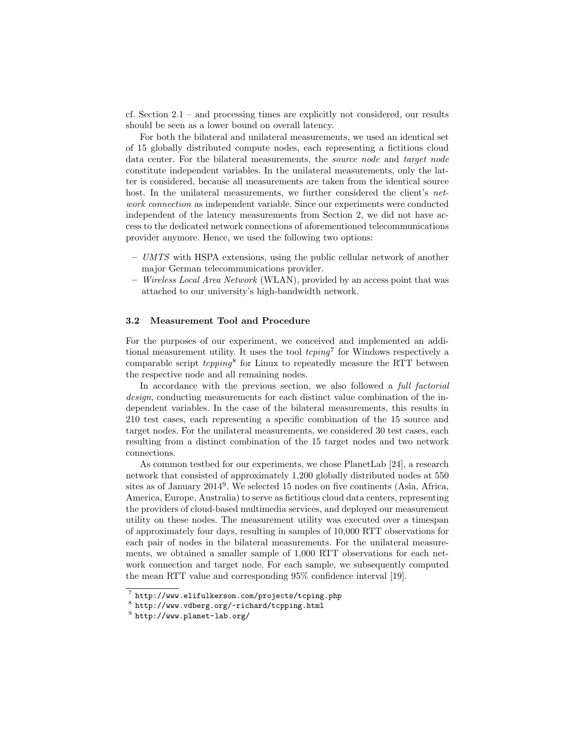cf. Section 2.1 – and processing times are explicitly not considered, our results should be seen as a lower bound on overall latency.

For both the bilateral and unilateral measurements, we used an identical set of 15 globally distributed compute nodes, each representing a fictitious cloud data center. For the bilateral measurements, the *source node* and *target node* constitute independent variables. In the unilateral measurements, only the latter is considered, because all measurements are taken from the identical source host. In the unilateral measurements, we further considered the client's *network connection* as independent variable. Since our experiments were conducted independent of the latency measurements from Section 2, we did not have access to the dedicated network connections of aforementioned telecommunications provider anymore. Hence, we used the following two options:

- *UMTS* with HSPA extensions, using the public cellular network of another major German telecommunications provider.
- *Wireless Local Area Network* (WLAN), provided by an access point that was attached to our university's high-bandwidth network.

### 3.2 Measurement Tool and Procedure

For the purposes of our experiment, we conceived and implemented an additional measurement utility. It uses the tool *tcping*[7] for Windows respectively a comparable script *tcpping*[8] for Linux to repeatedly measure the RTT between the respective node and all remaining nodes.

In accordance with the previous section, we also followed a *full factorial design*, conducting measurements for each distinct value combination of the independent variables. In the case of the bilateral measurements, this results in 210 test cases, each representing a specific combination of the 15 source and target nodes. For the unilateral measurements, we considered 30 test cases, each resulting from a distinct combination of the 15 target nodes and two network connections.

As common testbed for our experiments, we chose PlanetLab [24], a research network that consisted of approximately 1,200 globally distributed nodes at 550 sites as of January 2014[9]. We selected 15 nodes on five continents (Asia, Africa, America, Europe, Australia) to serve as fictitious cloud data centers, representing the providers of cloud-based multimedia services, and deployed our measurement utility on these nodes. The measurement utility was executed over a timespan of approximately four days, resulting in samples of 10,000 RTT observations for each pair of nodes in the bilateral measurements. For the unilateral measurements, we obtained a smaller sample of 1,000 RTT observations for each network connection and target node. For each sample, we subsequently computed the mean RTT value and corresponding 95% confidence interval [19].

[7] http://www.elifulkerson.com/projects/tcping.php

[8] http://www.vdberg.org/~richard/tcpping.html

[9] http://www.planet-lab.org/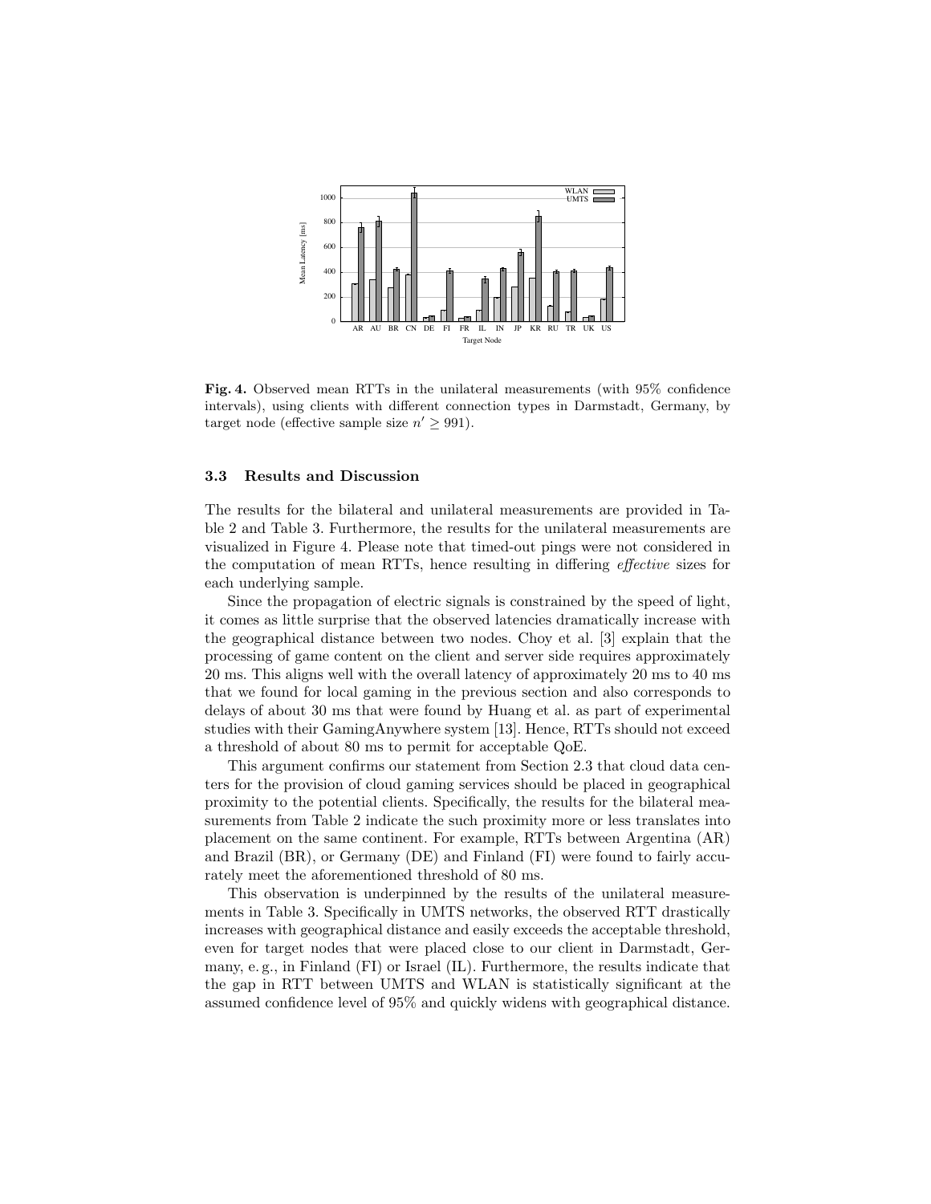**Fig. 4.** Observed mean RTTs in the unilateral measurements (with 95% confidence intervals), using clients with different connection types in Darmstadt, Germany, by target node (effective sample size $n' \geq 991$).

### 3.3 Results and Discussion

The results for the bilateral and unilateral measurements are provided in Table 2 and Table 3. Furthermore, the results for the unilateral measurements are visualized in Figure 4. Please note that timed-out pings were not considered in the computation of mean RTTs, hence resulting in differing *effective* sizes for each underlying sample.

Since the propagation of electric signals is constrained by the speed of light, it comes as little surprise that the observed latencies dramatically increase with the geographical distance between two nodes. Choy et al. [3] explain that the processing of game content on the client and server side requires approximately 20 ms. This aligns well with the overall latency of approximately 20 ms to 40 ms that we found for local gaming in the previous section and also corresponds to delays of about 30 ms that were found by Huang et al. as part of experimental studies with their GamingAnywhere system [13]. Hence, RTTs should not exceed a threshold of about 80 ms to permit for acceptable QoE.

This argument confirms our statement from Section 2.3 that cloud data centers for the provision of cloud gaming services should be placed in geographical proximity to the potential clients. Specifically, the results for the bilateral measurements from Table 2 indicate the such proximity more or less translates into placement on the same continent. For example, RTTs between Argentina (AR) and Brazil (BR), or Germany (DE) and Finland (FI) were found to fairly accurately meet the aforementioned threshold of 80 ms.

This observation is underpinned by the results of the unilateral measurements in Table 3. Specifically in UMTS networks, the observed RTT drastically increases with geographical distance and easily exceeds the acceptable threshold, even for target nodes that were placed close to our client in Darmstadt, Germany, e. g., in Finland (FI) or Israel (IL). Furthermore, the results indicate that the gap in RTT between UMTS and WLAN is statistically significant at the assumed confidence level of 95% and quickly widens with geographical distance.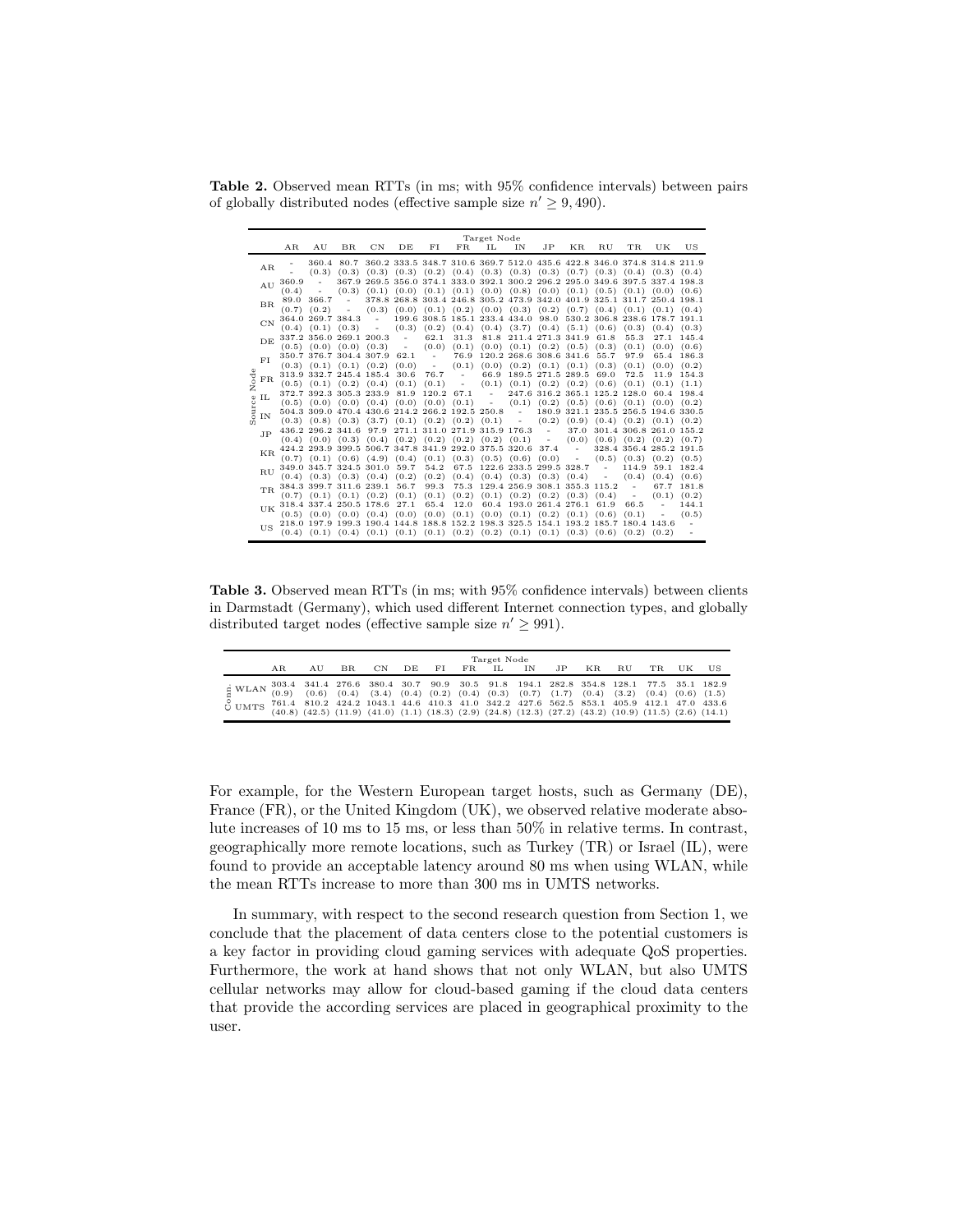**Table 2.** Observed mean RTTs (in ms; with 95% confidence intervals) between pairs of globally distributed nodes (effective sample size $n' \geq 9,490$).

| Source Node | AR | AU | BR | CN | DE | FI | FR | IL | IN | JP | KR | RU | TR | UK | US |
|---|---|---|---|---|---|---|---|---|---|---|---|---|---|---|---|
| AR | - | 360.4 (0.3) | 80.7 (0.3) | 360.2 (0.3) | 333.5 (0.3) | 348.7 (0.2) | 310.6 (0.4) | 369.7 (0.3) | 512.0 (0.3) | 435.6 (0.3) | 422.8 (0.7) | 346.0 (0.3) | 374.8 (0.4) | 314.8 (0.3) | 211.9 (0.4) |
| AU | 360.9 (0.4) | - | 367.9 (0.3) | 269.5 (0.1) | 356.0 (0.0) | 374.1 (0.1) | 333.0 (0.1) | 392.1 (0.0) | 300.2 (0.8) | 296.2 (0.0) | 295.0 (0.1) | 349.6 (0.5) | 397.5 (0.1) | 337.4 (0.0) | 198.3 (0.6) |
| BR | 89.0 (0.7) | 366.7 (0.2) | - | 378.8 (0.3) | 268.8 (0.0) | 303.4 (0.1) | 246.8 (0.2) | 305.2 (0.0) | 473.9 (0.3) | 342.0 (0.2) | 401.9 (0.7) | 325.1 (0.4) | 311.7 (0.1) | 250.4 (0.1) | 198.1 (0.4) |
| CN | 364.0 (0.4) | 269.7 (0.1) | 384.3 (0.3) | - | 199.6 (0.3) | 308.5 (0.2) | 185.1 (0.4) | 233.4 (0.4) | 434.0 (3.7) | 98.0 (0.4) | 530.2 (5.1) | 306.8 (0.6) | 238.6 (0.3) | 178.7 (0.4) | 191.1 (0.3) |
| DE | 337.2 (0.5) | 356.0 (0.0) | 269.1 (0.0) | 200.3 (0.3) | - | 62.1 (0.0) | 31.3 (0.1) | 81.8 (0.0) | 211.4 (0.1) | 271.3 (0.2) | 341.9 (0.5) | 61.8 (0.3) | 55.3 (0.1) | 27.1 (0.0) | 145.4 (0.6) |
| FI | 350.7 (0.3) | 376.7 (0.1) | 304.4 (0.1) | 307.9 (0.2) | 62.1 (0.0) | - | 76.9 (0.1) | 120.2 (0.0) | 268.6 (0.2) | 308.6 (0.1) | 341.6 (0.1) | 55.7 (0.3) | 97.9 (0.1) | 65.4 (0.0) | 186.3 (0.2) |
| FR | 313.9 (0.5) | 332.7 (0.1) | 245.4 (0.2) | 185.4 (0.4) | 30.6 (0.1) | 76.7 (0.1) | - | 66.9 (0.1) | 189.5 (0.1) | 271.5 (0.2) | 289.5 (0.2) | 69.0 (0.6) | 72.5 (0.1) | 11.9 (0.1) | 154.3 (1.1) |
| IL | 372.7 (0.5) | 392.3 (0.0) | 305.3 (0.0) | 233.9 (0.4) | 81.9 (0.0) | 120.2 (0.0) | 67.1 (0.1) | - | 247.6 (0.1) | 316.2 (0.2) | 365.1 (0.5) | 125.2 (0.6) | 128.0 (0.1) | 60.4 (0.0) | 198.4 (0.2) |
| IN | 504.3 (0.3) | 309.0 (0.8) | 470.4 (0.3) | 430.6 (3.7) | 214.2 (0.1) | 266.2 (0.2) | 192.5 (0.2) | 250.8 (0.1) | - | 180.9 (0.2) | 321.1 (0.9) | 235.5 (0.4) | 256.5 (0.2) | 194.6 (0.1) | 330.5 (0.2) |
| JP | 436.2 (0.4) | 296.2 (0.0) | 341.6 (0.3) | 97.9 (0.4) | 271.1 (0.2) | 311.0 (0.2) | 271.9 (0.2) | 315.9 (0.2) | 176.3 (0.1) | - | 37.0 (0.0) | 301.4 (0.6) | 306.8 (0.2) | 261.0 (0.2) | 155.2 (0.7) |
| KR | 424.2 (0.7) | 293.9 (0.1) | 399.5 (0.6) | 506.7 (4.9) | 347.8 (0.4) | 341.9 (0.1) | 292.0 (0.3) | 375.5 (0.5) | 320.6 (0.6) | 37.4 (0.0) | - | 328.4 (0.5) | 356.4 (0.3) | 285.2 (0.2) | 191.5 (0.5) |
| RU | 349.0 (0.4) | 345.7 (0.3) | 324.5 (0.3) | 301.0 (0.4) | 59.7 (0.2) | 54.2 (0.2) | 67.5 (0.4) | 122.6 (0.4) | 233.5 (0.3) | 299.5 (0.3) | 328.7 (0.4) | - | 114.9 (0.4) | 59.1 (0.4) | 182.4 (0.6) |
| TR | 384.3 (0.7) | 399.7 (0.1) | 311.6 (0.1) | 239.1 (0.2) | 56.7 (0.1) | 99.3 (0.1) | 75.3 (0.2) | 129.4 (0.1) | 256.9 (0.2) | 308.1 (0.2) | 355.3 (0.3) | 115.2 (0.4) | - | 67.7 (0.1) | 181.8 (0.2) |
| UK | 318.4 (0.5) | 337.4 (0.0) | 250.5 (0.0) | 178.6 (0.4) | 27.1 (0.0) | 65.4 (0.0) | 12.0 (0.1) | 60.4 (0.0) | 193.0 (0.1) | 261.4 (0.2) | 276.1 (0.1) | 61.9 (0.6) | 66.5 (0.1) | - | 144.1 (0.5) |
| US | 218.0 (0.4) | 197.9 (0.1) | 199.3 (0.4) | 190.4 (0.1) | 144.8 (0.1) | 188.8 (0.1) | 152.2 (0.2) | 198.3 (0.2) | 325.5 (0.1) | 154.1 (0.1) | 193.2 (0.3) | 185.7 (0.6) | 180.4 (0.2) | 143.6 (0.2) | - |

**Table 3.** Observed mean RTTs (in ms; with 95% confidence intervals) between clients in Darmstadt (Germany), which used different Internet connection types, and globally distributed target nodes (effective sample size $n' \geq 991$).

| Conn. | AR | AU | BR | CN | DE | FI | FR | IL | IN | JP | KR | RU | TR | UK | US |
|---|---|---|---|---|---|---|---|---|---|---|---|---|---|---|---|
| WLAN | 303.4 (0.9) | 341.4 (0.6) | 276.6 (0.4) | 380.4 (3.4) | 30.7 (0.4) | 90.9 (0.2) | 30.5 (0.4) | 91.8 (0.3) | 194.1 (0.7) | 282.8 (1.7) | 354.8 (0.4) | 128.1 (3.2) | 77.5 (0.4) | 35.1 (0.6) | 182.9 (1.5) |
| UMTS | 761.4 (40.8) | 810.2 (42.5) | 424.2 (11.9) | 1043.1 (41.0) | 44.6 (1.1) | 410.3 (18.3) | 41.0 (2.9) | 342.2 (24.8) | 427.6 (12.3) | 562.5 (27.2) | 853.1 (43.2) | 405.9 (10.9) | 412.1 (11.5) | 47.0 (2.6) | 433.6 (14.1) |

For example, for the Western European target hosts, such as Germany (DE), France (FR), or the United Kingdom (UK), we observed relative moderate absolute increases of 10 ms to 15 ms, or less than 50% in relative terms. In contrast, geographically more remote locations, such as Turkey (TR) or Israel (IL), were found to provide an acceptable latency around 80 ms when using WLAN, while the mean RTTs increase to more than 300 ms in UMTS networks.

In summary, with respect to the second research question from Section 1, we conclude that the placement of data centers close to the potential customers is a key factor in providing cloud gaming services with adequate QoS properties. Furthermore, the work at hand shows that not only WLAN, but also UMTS cellular networks may allow for cloud-based gaming if the cloud data centers that provide the according services are placed in geographical proximity to the user.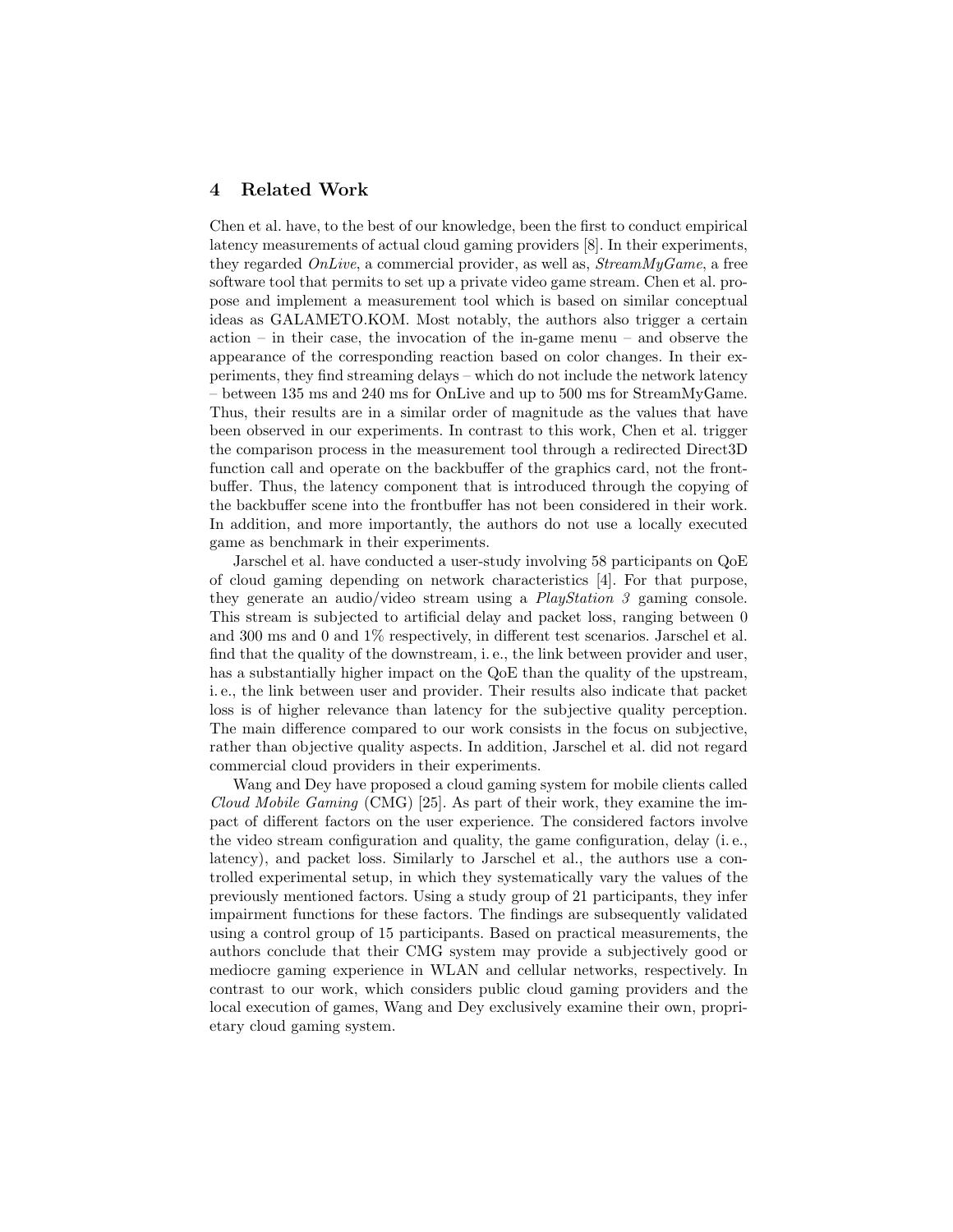## 4 Related Work

Chen et al. have, to the best of our knowledge, been the first to conduct empirical latency measurements of actual cloud gaming providers [8]. In their experiments, they regarded *OnLive*, a commercial provider, as well as, *StreamMyGame*, a free software tool that permits to set up a private video game stream. Chen et al. propose and implement a measurement tool which is based on similar conceptual ideas as GALAMETO.KOM. Most notably, the authors also trigger a certain action – in their case, the invocation of the in-game menu – and observe the appearance of the corresponding reaction based on color changes. In their experiments, they find streaming delays – which do not include the network latency – between 135 ms and 240 ms for OnLive and up to 500 ms for StreamMyGame. Thus, their results are in a similar order of magnitude as the values that have been observed in our experiments. In contrast to this work, Chen et al. trigger the comparison process in the measurement tool through a redirected Direct3D function call and operate on the backbuffer of the graphics card, not the frontbuffer. Thus, the latency component that is introduced through the copying of the backbuffer scene into the frontbuffer has not been considered in their work. In addition, and more importantly, the authors do not use a locally executed game as benchmark in their experiments.

Jarschel et al. have conducted a user-study involving 58 participants on QoE of cloud gaming depending on network characteristics [4]. For that purpose, they generate an audio/video stream using a *PlayStation 3* gaming console. This stream is subjected to artificial delay and packet loss, ranging between 0 and 300 ms and 0 and 1% respectively, in different test scenarios. Jarschel et al. find that the quality of the downstream, i. e., the link between provider and user, has a substantially higher impact on the QoE than the quality of the upstream, i. e., the link between user and provider. Their results also indicate that packet loss is of higher relevance than latency for the subjective quality perception. The main difference compared to our work consists in the focus on subjective, rather than objective quality aspects. In addition, Jarschel et al. did not regard commercial cloud providers in their experiments.

Wang and Dey have proposed a cloud gaming system for mobile clients called *Cloud Mobile Gaming* (CMG) [25]. As part of their work, they examine the impact of different factors on the user experience. The considered factors involve the video stream configuration and quality, the game configuration, delay (i. e., latency), and packet loss. Similarly to Jarschel et al., the authors use a controlled experimental setup, in which they systematically vary the values of the previously mentioned factors. Using a study group of 21 participants, they infer impairment functions for these factors. The findings are subsequently validated using a control group of 15 participants. Based on practical measurements, the authors conclude that their CMG system may provide a subjectively good or mediocre gaming experience in WLAN and cellular networks, respectively. In contrast to our work, which considers public cloud gaming providers and the local execution of games, Wang and Dey exclusively examine their own, proprietary cloud gaming system.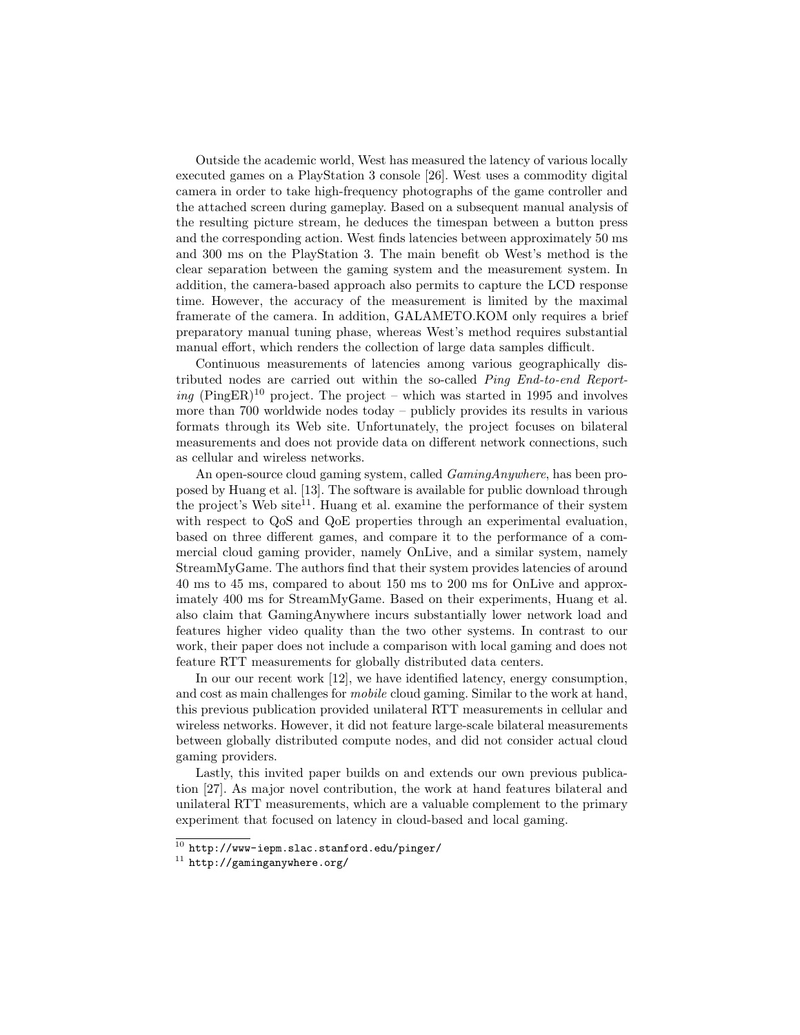Outside the academic world, West has measured the latency of various locally executed games on a PlayStation 3 console [26]. West uses a commodity digital camera in order to take high-frequency photographs of the game controller and the attached screen during gameplay. Based on a subsequent manual analysis of the resulting picture stream, he deduces the timespan between a button press and the corresponding action. West finds latencies between approximately 50 ms and 300 ms on the PlayStation 3. The main benefit ob West's method is the clear separation between the gaming system and the measurement system. In addition, the camera-based approach also permits to capture the LCD response time. However, the accuracy of the measurement is limited by the maximal framerate of the camera. In addition, GALAMETO.KOM only requires a brief preparatory manual tuning phase, whereas West's method requires substantial manual effort, which renders the collection of large data samples difficult.

Continuous measurements of latencies among various geographically distributed nodes are carried out within the so-called *Ping End-to-end Reporting* (PingER)[10] project. The project – which was started in 1995 and involves more than 700 worldwide nodes today – publicly provides its results in various formats through its Web site. Unfortunately, the project focuses on bilateral measurements and does not provide data on different network connections, such as cellular and wireless networks.

An open-source cloud gaming system, called *GamingAnywhere*, has been proposed by Huang et al. [13]. The software is available for public download through the project's Web site[11]. Huang et al. examine the performance of their system with respect to QoS and QoE properties through an experimental evaluation, based on three different games, and compare it to the performance of a commercial cloud gaming provider, namely OnLive, and a similar system, namely StreamMyGame. The authors find that their system provides latencies of around 40 ms to 45 ms, compared to about 150 ms to 200 ms for OnLive and approximately 400 ms for StreamMyGame. Based on their experiments, Huang et al. also claim that GamingAnywhere incurs substantially lower network load and features higher video quality than the two other systems. In contrast to our work, their paper does not include a comparison with local gaming and does not feature RTT measurements for globally distributed data centers.

In our our recent work [12], we have identified latency, energy consumption, and cost as main challenges for *mobile* cloud gaming. Similar to the work at hand, this previous publication provided unilateral RTT measurements in cellular and wireless networks. However, it did not feature large-scale bilateral measurements between globally distributed compute nodes, and did not consider actual cloud gaming providers.

Lastly, this invited paper builds on and extends our own previous publication [27]. As major novel contribution, the work at hand features bilateral and unilateral RTT measurements, which are a valuable complement to the primary experiment that focused on latency in cloud-based and local gaming.

[10] http://www-iepm.slac.stanford.edu/pinger/

[11] http://gaminganywhere.org/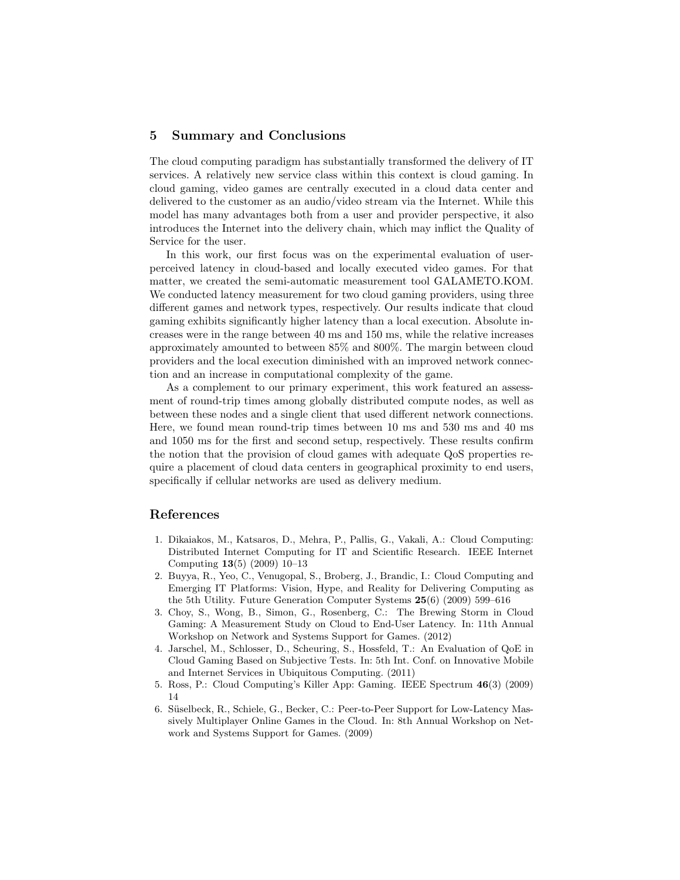## 5 Summary and Conclusions

The cloud computing paradigm has substantially transformed the delivery of IT services. A relatively new service class within this context is cloud gaming. In cloud gaming, video games are centrally executed in a cloud data center and delivered to the customer as an audio/video stream via the Internet. While this model has many advantages both from a user and provider perspective, it also introduces the Internet into the delivery chain, which may inflict the Quality of Service for the user.

In this work, our first focus was on the experimental evaluation of user-perceived latency in cloud-based and locally executed video games. For that matter, we created the semi-automatic measurement tool GALAMETO.KOM. We conducted latency measurement for two cloud gaming providers, using three different games and network types, respectively. Our results indicate that cloud gaming exhibits significantly higher latency than a local execution. Absolute increases were in the range between 40 ms and 150 ms, while the relative increases approximately amounted to between 85% and 800%. The margin between cloud providers and the local execution diminished with an improved network connection and an increase in computational complexity of the game.

As a complement to our primary experiment, this work featured an assessment of round-trip times among globally distributed compute nodes, as well as between these nodes and a single client that used different network connections. Here, we found mean round-trip times between 10 ms and 530 ms and 40 ms and 1050 ms for the first and second setup, respectively. These results confirm the notion that the provision of cloud games with adequate QoS properties require a placement of cloud data centers in geographical proximity to end users, specifically if cellular networks are used as delivery medium.

## References

1. Dikaiakos, M., Katsaros, D., Mehra, P., Pallis, G., Vakali, A.: Cloud Computing: Distributed Internet Computing for IT and Scientific Research. IEEE Internet Computing **13**(5) (2009) 10–13
2. Buyya, R., Yeo, C., Venugopal, S., Broberg, J., Brandic, I.: Cloud Computing and Emerging IT Platforms: Vision, Hype, and Reality for Delivering Computing as the 5th Utility. Future Generation Computer Systems **25**(6) (2009) 599–616
3. Choy, S., Wong, B., Simon, G., Rosenberg, C.: The Brewing Storm in Cloud Gaming: A Measurement Study on Cloud to End-User Latency. In: 11th Annual Workshop on Network and Systems Support for Games. (2012)
4. Jarschel, M., Schlosser, D., Scheuring, S., Hossfeld, T.: An Evaluation of QoE in Cloud Gaming Based on Subjective Tests. In: 5th Int. Conf. on Innovative Mobile and Internet Services in Ubiquitous Computing. (2011)
5. Ross, P.: Cloud Computing's Killer App: Gaming. IEEE Spectrum **46**(3) (2009) 14
6. Süselbeck, R., Schiele, G., Becker, C.: Peer-to-Peer Support for Low-Latency Massively Multiplayer Online Games in the Cloud. In: 8th Annual Workshop on Network and Systems Support for Games. (2009)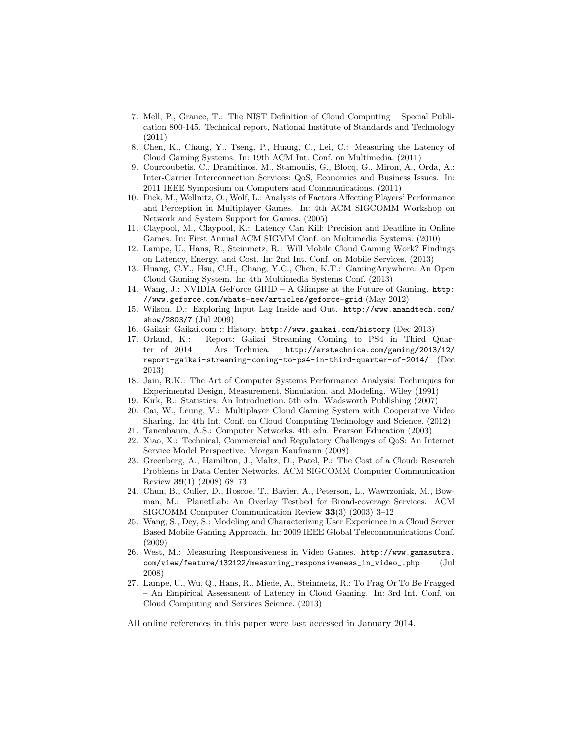7. Mell, P., Grance, T.: The NIST Definition of Cloud Computing – Special Publication 800-145. Technical report, National Institute of Standards and Technology (2011)
8. Chen, K., Chang, Y., Tseng, P., Huang, C., Lei, C.: Measuring the Latency of Cloud Gaming Systems. In: 19th ACM Int. Conf. on Multimedia. (2011)
9. Courcoubetis, C., Dramitinos, M., Stamoulis, G., Blocq, G., Miron, A., Orda, A.: Inter-Carrier Interconnection Services: QoS, Economics and Business Issues. In: 2011 IEEE Symposium on Computers and Communications. (2011)
10. Dick, M., Wellnitz, O., Wolf, L.: Analysis of Factors Affecting Players' Performance and Perception in Multiplayer Games. In: 4th ACM SIGCOMM Workshop on Network and System Support for Games. (2005)
11. Claypool, M., Claypool, K.: Latency Can Kill: Precision and Deadline in Online Games. In: First Annual ACM SIGMM Conf. on Multimedia Systems. (2010)
12. Lampe, U., Hans, R., Steinmetz, R.: Will Mobile Cloud Gaming Work? Findings on Latency, Energy, and Cost. In: 2nd Int. Conf. on Mobile Services. (2013)
13. Huang, C.Y., Hsu, C.H., Chang, Y.C., Chen, K.T.: GamingAnywhere: An Open Cloud Gaming System. In: 4th Multimedia Systems Conf. (2013)
14. Wang, J.: NVIDIA GeForce GRID – A Glimpse at the Future of Gaming. `http://www.geforce.com/whats-new/articles/geforce-grid` (May 2012)
15. Wilson, D.: Exploring Input Lag Inside and Out. `http://www.anandtech.com/show/2803/7` (Jul 2009)
16. Gaikai: Gaikai.com :: History. `http://www.gaikai.com/history` (Dec 2013)
17. Orland, K.: Report: Gaikai Streaming Coming to PS4 in Third Quarter of 2014 — Ars Technica. `http://arstechnica.com/gaming/2013/12/report-gaikai-streaming-coming-to-ps4-in-third-quarter-of-2014/` (Dec 2013)
18. Jain, R.K.: The Art of Computer Systems Performance Analysis: Techniques for Experimental Design, Measurement, Simulation, and Modeling. Wiley (1991)
19. Kirk, R.: Statistics: An Introduction. 5th edn. Wadsworth Publishing (2007)
20. Cai, W., Leung, V.: Multiplayer Cloud Gaming System with Cooperative Video Sharing. In: 4th Int. Conf. on Cloud Computing Technology and Science. (2012)
21. Tanenbaum, A.S.: Computer Networks. 4th edn. Pearson Education (2003)
22. Xiao, X.: Technical, Commercial and Regulatory Challenges of QoS: An Internet Service Model Perspective. Morgan Kaufmann (2008)
23. Greenberg, A., Hamilton, J., Maltz, D., Patel, P.: The Cost of a Cloud: Research Problems in Data Center Networks. ACM SIGCOMM Computer Communication Review **39**(1) (2008) 68–73
24. Chun, B., Culler, D., Roscoe, T., Bavier, A., Peterson, L., Wawrzoniak, M., Bowman, M.: PlanetLab: An Overlay Testbed for Broad-coverage Services. ACM SIGCOMM Computer Communication Review **33**(3) (2003) 3–12
25. Wang, S., Dey, S.: Modeling and Characterizing User Experience in a Cloud Server Based Mobile Gaming Approach. In: 2009 IEEE Global Telecommunications Conf. (2009)
26. West, M.: Measuring Responsiveness in Video Games. `http://www.gamasutra.com/view/feature/132122/measuring_responsiveness_in_video_.php` (Jul 2008)
27. Lampe, U., Wu, Q., Hans, R., Miede, A., Steinmetz, R.: To Frag Or To Be Fragged – An Empirical Assessment of Latency in Cloud Gaming. In: 3rd Int. Conf. on Cloud Computing and Services Science. (2013)

All online references in this paper were last accessed in January 2014.